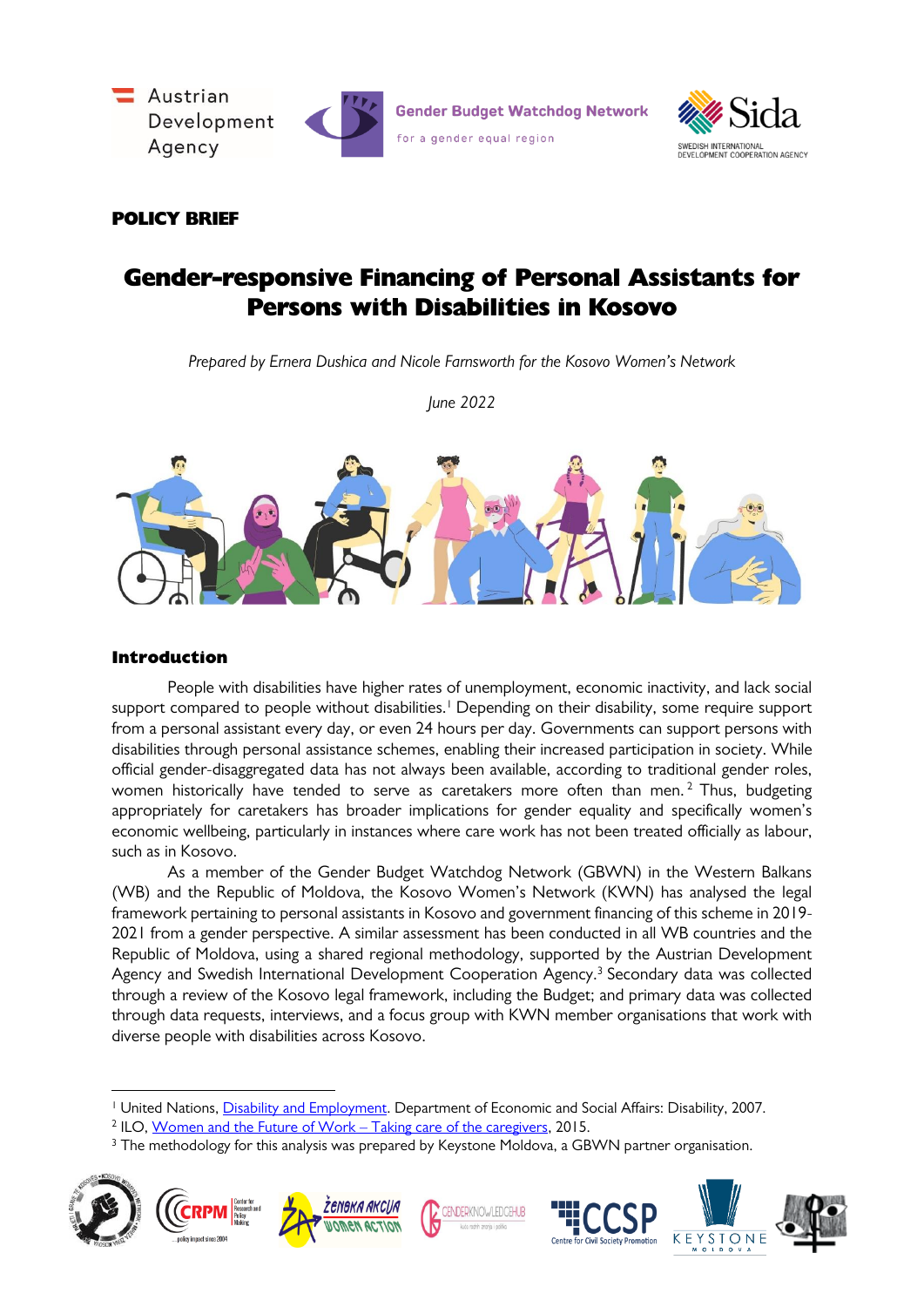POLICY BRIEF

# Gender-responsive Financing of Personal Assistants for Persons with Disabilities in Kosovo

*Prepared by Ernera Dushica and Nicole Farnsworth for the Kosovo Women's Network*

*June 2022*

## Introduction

People with disabilities have higher rates of unemployment, economic inactivity, and lack social support compared to people without disabilities.[1] Depending on their disability, some require support from a personal assistant every day, or even 24 hours per day. Governments can support persons with disabilities through personal assistance schemes, enabling their increased participation in society. While official gender-disaggregated data has not always been available, according to traditional gender roles, women historically have tended to serve as caretakers more often than men.[2] Thus, budgeting appropriately for caretakers has broader implications for gender equality and specifically women's economic wellbeing, particularly in instances where care work has not been treated officially as labour, such as in Kosovo.

As a member of the Gender Budget Watchdog Network (GBWN) in the Western Balkans (WB) and the Republic of Moldova, the Kosovo Women's Network (KWN) has analysed the legal framework pertaining to personal assistants in Kosovo and government financing of this scheme in 2019-2021 from a gender perspective. A similar assessment has been conducted in all WB countries and the Republic of Moldova, using a shared regional methodology, supported by the Austrian Development Agency and Swedish International Development Cooperation Agency.[3] Secondary data was collected through a review of the Kosovo legal framework, including the Budget; and primary data was collected through data requests, interviews, and a focus group with KWN member organisations that work with diverse people with disabilities across Kosovo.

[1] United Nations, Disability and Employment. Department of Economic and Social Affairs: Disability, 2007.

[2] ILO, Women and the Future of Work – Taking care of the caregivers, 2015.

[3] The methodology for this analysis was prepared by Keystone Moldova, a GBWN partner organisation.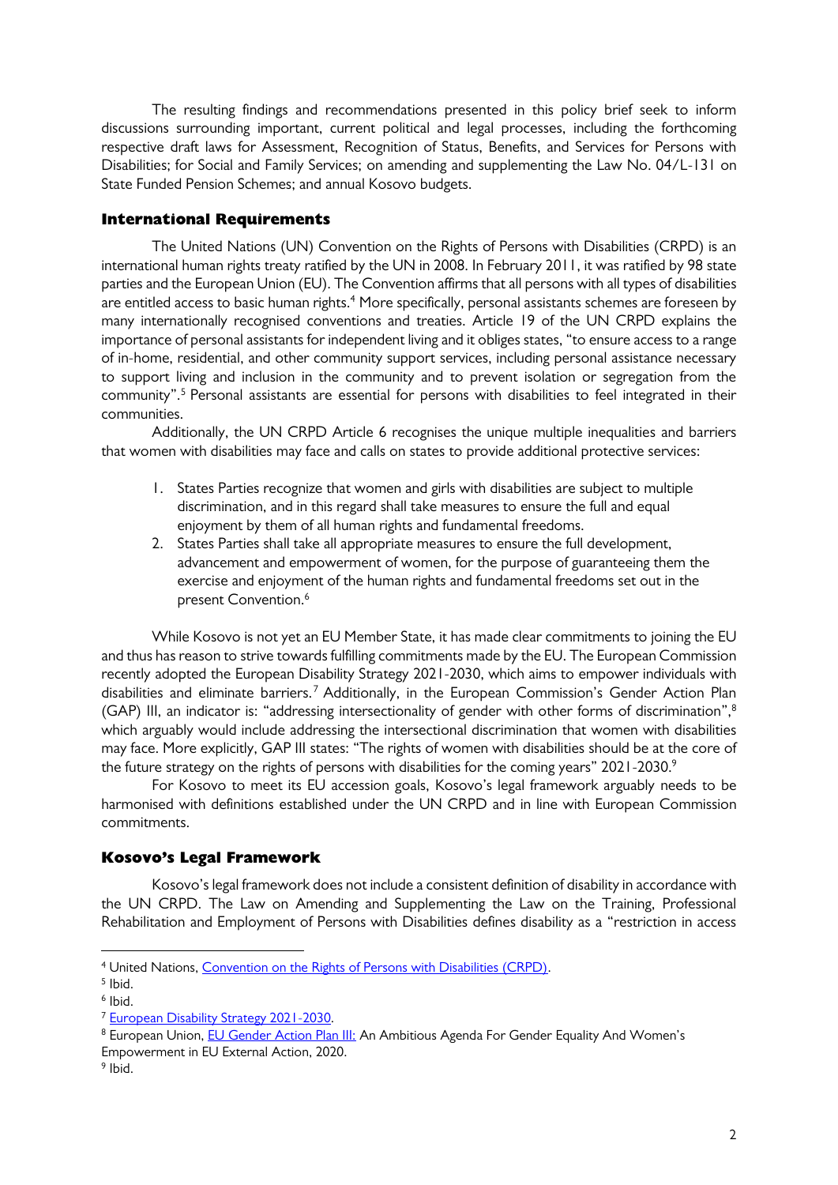The resulting findings and recommendations presented in this policy brief seek to inform discussions surrounding important, current political and legal processes, including the forthcoming respective draft laws for Assessment, Recognition of Status, Benefits, and Services for Persons with Disabilities; for Social and Family Services; on amending and supplementing the Law No. 04/L-131 on State Funded Pension Schemes; and annual Kosovo budgets.

## International Requirements

The United Nations (UN) Convention on the Rights of Persons with Disabilities (CRPD) is an international human rights treaty ratified by the UN in 2008. In February 2011, it was ratified by 98 state parties and the European Union (EU). The Convention affirms that all persons with all types of disabilities are entitled access to basic human rights.[4] More specifically, personal assistants schemes are foreseen by many internationally recognised conventions and treaties. Article 19 of the UN CRPD explains the importance of personal assistants for independent living and it obliges states, "to ensure access to a range of in-home, residential, and other community support services, including personal assistance necessary to support living and inclusion in the community and to prevent isolation or segregation from the community".[5] Personal assistants are essential for persons with disabilities to feel integrated in their communities.

Additionally, the UN CRPD Article 6 recognises the unique multiple inequalities and barriers that women with disabilities may face and calls on states to provide additional protective services:

1. States Parties recognize that women and girls with disabilities are subject to multiple discrimination, and in this regard shall take measures to ensure the full and equal enjoyment by them of all human rights and fundamental freedoms.
2. States Parties shall take all appropriate measures to ensure the full development, advancement and empowerment of women, for the purpose of guaranteeing them the exercise and enjoyment of the human rights and fundamental freedoms set out in the present Convention.[6]

While Kosovo is not yet an EU Member State, it has made clear commitments to joining the EU and thus has reason to strive towards fulfilling commitments made by the EU. The European Commission recently adopted the European Disability Strategy 2021-2030, which aims to empower individuals with disabilities and eliminate barriers.[7] Additionally, in the European Commission's Gender Action Plan (GAP) III, an indicator is: "addressing intersectionality of gender with other forms of discrimination",[8] which arguably would include addressing the intersectional discrimination that women with disabilities may face. More explicitly, GAP III states: "The rights of women with disabilities should be at the core of the future strategy on the rights of persons with disabilities for the coming years" 2021-2030.[9]

For Kosovo to meet its EU accession goals, Kosovo's legal framework arguably needs to be harmonised with definitions established under the UN CRPD and in line with European Commission commitments.

## Kosovo's Legal Framework

Kosovo's legal framework does not include a consistent definition of disability in accordance with the UN CRPD. The Law on Amending and Supplementing the Law on the Training, Professional Rehabilitation and Employment of Persons with Disabilities defines disability as a "restriction in access

---

[4] United Nations, Convention on the Rights of Persons with Disabilities (CRPD).

[5] Ibid.

[6] Ibid.

[7] European Disability Strategy 2021-2030.

[8] European Union, EU Gender Action Plan III: An Ambitious Agenda For Gender Equality And Women's Empowerment in EU External Action, 2020.

[9] Ibid.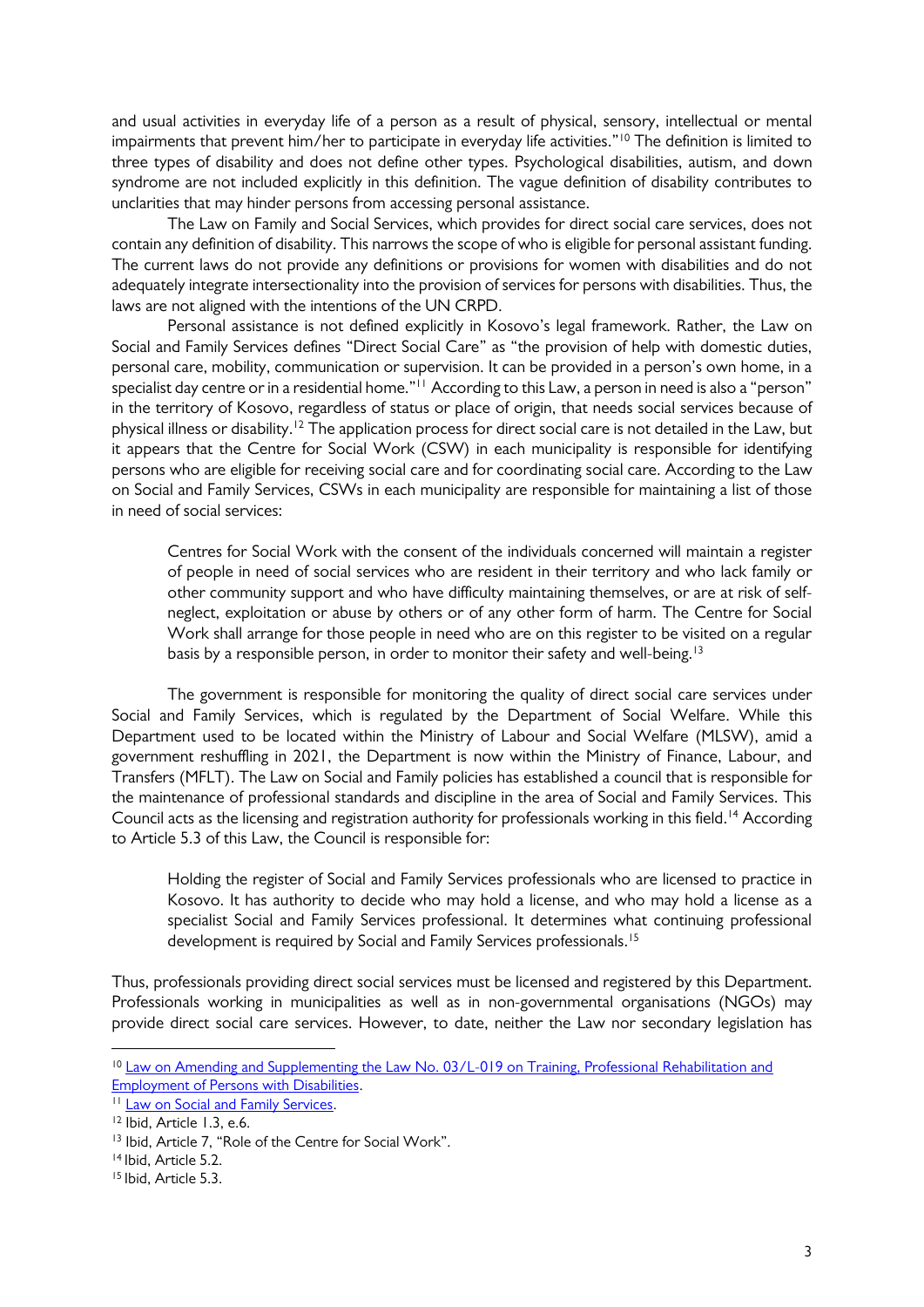and usual activities in everyday life of a person as a result of physical, sensory, intellectual or mental impairments that prevent him/her to participate in everyday life activities."[10] The definition is limited to three types of disability and does not define other types. Psychological disabilities, autism, and down syndrome are not included explicitly in this definition. The vague definition of disability contributes to unclarities that may hinder persons from accessing personal assistance.

The Law on Family and Social Services, which provides for direct social care services, does not contain any definition of disability. This narrows the scope of who is eligible for personal assistant funding. The current laws do not provide any definitions or provisions for women with disabilities and do not adequately integrate intersectionality into the provision of services for persons with disabilities. Thus, the laws are not aligned with the intentions of the UN CRPD.

Personal assistance is not defined explicitly in Kosovo's legal framework. Rather, the Law on Social and Family Services defines "Direct Social Care" as "the provision of help with domestic duties, personal care, mobility, communication or supervision. It can be provided in a person's own home, in a specialist day centre or in a residential home."[11] According to this Law, a person in need is also a "person" in the territory of Kosovo, regardless of status or place of origin, that needs social services because of physical illness or disability.[12] The application process for direct social care is not detailed in the Law, but it appears that the Centre for Social Work (CSW) in each municipality is responsible for identifying persons who are eligible for receiving social care and for coordinating social care. According to the Law on Social and Family Services, CSWs in each municipality are responsible for maintaining a list of those in need of social services:

> Centres for Social Work with the consent of the individuals concerned will maintain a register of people in need of social services who are resident in their territory and who lack family or other community support and who have difficulty maintaining themselves, or are at risk of self-neglect, exploitation or abuse by others or of any other form of harm. The Centre for Social Work shall arrange for those people in need who are on this register to be visited on a regular basis by a responsible person, in order to monitor their safety and well-being.[13]

The government is responsible for monitoring the quality of direct social care services under Social and Family Services, which is regulated by the Department of Social Welfare. While this Department used to be located within the Ministry of Labour and Social Welfare (MLSW), amid a government reshuffling in 2021, the Department is now within the Ministry of Finance, Labour, and Transfers (MFLT). The Law on Social and Family policies has established a council that is responsible for the maintenance of professional standards and discipline in the area of Social and Family Services. This Council acts as the licensing and registration authority for professionals working in this field.[14] According to Article 5.3 of this Law, the Council is responsible for:

> Holding the register of Social and Family Services professionals who are licensed to practice in Kosovo. It has authority to decide who may hold a license, and who may hold a license as a specialist Social and Family Services professional. It determines what continuing professional development is required by Social and Family Services professionals.[15]

Thus, professionals providing direct social services must be licensed and registered by this Department. Professionals working in municipalities as well as in non-governmental organisations (NGOs) may provide direct social care services. However, to date, neither the Law nor secondary legislation has

---

[10] Law on Amending and Supplementing the Law No. 03/L-019 on Training, Professional Rehabilitation and Employment of Persons with Disabilities.

[11] Law on Social and Family Services.

[12] Ibid, Article 1.3, e.6.

[13] Ibid, Article 7, "Role of the Centre for Social Work".

[14] Ibid, Article 5.2.

[15] Ibid, Article 5.3.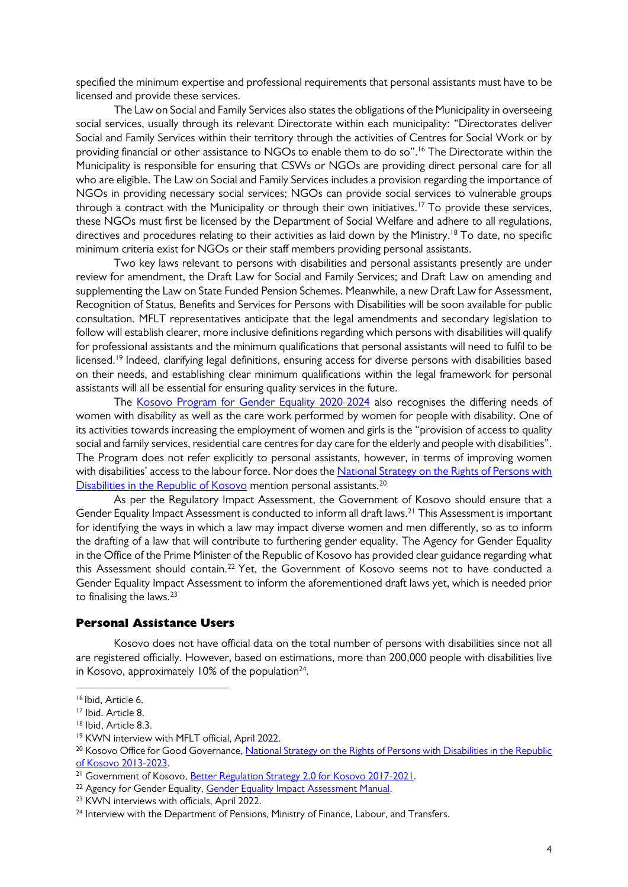specified the minimum expertise and professional requirements that personal assistants must have to be licensed and provide these services.

The Law on Social and Family Services also states the obligations of the Municipality in overseeing social services, usually through its relevant Directorate within each municipality: "Directorates deliver Social and Family Services within their territory through the activities of Centres for Social Work or by providing financial or other assistance to NGOs to enable them to do so".[16] The Directorate within the Municipality is responsible for ensuring that CSWs or NGOs are providing direct personal care for all who are eligible. The Law on Social and Family Services includes a provision regarding the importance of NGOs in providing necessary social services; NGOs can provide social services to vulnerable groups through a contract with the Municipality or through their own initiatives.[17] To provide these services, these NGOs must first be licensed by the Department of Social Welfare and adhere to all regulations, directives and procedures relating to their activities as laid down by the Ministry.[18] To date, no specific minimum criteria exist for NGOs or their staff members providing personal assistants.

Two key laws relevant to persons with disabilities and personal assistants presently are under review for amendment, the Draft Law for Social and Family Services; and Draft Law on amending and supplementing the Law on State Funded Pension Schemes. Meanwhile, a new Draft Law for Assessment, Recognition of Status, Benefits and Services for Persons with Disabilities will be soon available for public consultation. MFLT representatives anticipate that the legal amendments and secondary legislation to follow will establish clearer, more inclusive definitions regarding which persons with disabilities will qualify for professional assistants and the minimum qualifications that personal assistants will need to fulfil to be licensed.[19] Indeed, clarifying legal definitions, ensuring access for diverse persons with disabilities based on their needs, and establishing clear minimum qualifications within the legal framework for personal assistants will all be essential for ensuring quality services in the future.

The [Kosovo Program for Gender Equality 2020-2024] also recognises the differing needs of women with disability as well as the care work performed by women for people with disability. One of its activities towards increasing the employment of women and girls is the "provision of access to quality social and family services, residential care centres for day care for the elderly and people with disabilities". The Program does not refer explicitly to personal assistants, however, in terms of improving women with disabilities' access to the labour force. Nor does the [National Strategy on the Rights of Persons with Disabilities in the Republic of Kosovo] mention personal assistants.[20]

As per the Regulatory Impact Assessment, the Government of Kosovo should ensure that a Gender Equality Impact Assessment is conducted to inform all draft laws.[21] This Assessment is important for identifying the ways in which a law may impact diverse women and men differently, so as to inform the drafting of a law that will contribute to furthering gender equality. The Agency for Gender Equality in the Office of the Prime Minister of the Republic of Kosovo has provided clear guidance regarding what this Assessment should contain.[22] Yet, the Government of Kosovo seems not to have conducted a Gender Equality Impact Assessment to inform the aforementioned draft laws yet, which is needed prior to finalising the laws.[23]

## Personal Assistance Users

Kosovo does not have official data on the total number of persons with disabilities since not all are registered officially. However, based on estimations, more than 200,000 people with disabilities live in Kosovo, approximately 10% of the population[24].

---

[16] Ibid, Article 6.

[17] Ibid. Article 8.

[18] Ibid, Article 8.3.

[19] KWN interview with MFLT official, April 2022.

[20] Kosovo Office for Good Governance, National Strategy on the Rights of Persons with Disabilities in the Republic of Kosovo 2013-2023.

[21] Government of Kosovo, Better Regulation Strategy 2.0 for Kosovo 2017-2021.

[22] Agency for Gender Equality, Gender Equality Impact Assessment Manual.

[23] KWN interviews with officials, April 2022.

[24] Interview with the Department of Pensions, Ministry of Finance, Labour, and Transfers.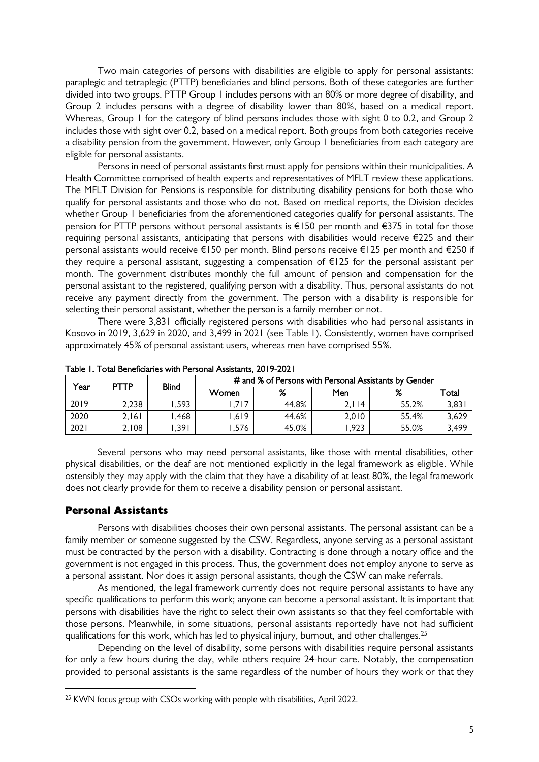Two main categories of persons with disabilities are eligible to apply for personal assistants: paraplegic and tetraplegic (PTTP) beneficiaries and blind persons. Both of these categories are further divided into two groups. PTTP Group 1 includes persons with an 80% or more degree of disability, and Group 2 includes persons with a degree of disability lower than 80%, based on a medical report. Whereas, Group 1 for the category of blind persons includes those with sight 0 to 0.2, and Group 2 includes those with sight over 0.2, based on a medical report. Both groups from both categories receive a disability pension from the government. However, only Group 1 beneficiaries from each category are eligible for personal assistants.

Persons in need of personal assistants first must apply for pensions within their municipalities. A Health Committee comprised of health experts and representatives of MFLT review these applications. The MFLT Division for Pensions is responsible for distributing disability pensions for both those who qualify for personal assistants and those who do not. Based on medical reports, the Division decides whether Group 1 beneficiaries from the aforementioned categories qualify for personal assistants. The pension for PTTP persons without personal assistants is €150 per month and €375 in total for those requiring personal assistants, anticipating that persons with disabilities would receive €225 and their personal assistants would receive €150 per month. Blind persons receive €125 per month and €250 if they require a personal assistant, suggesting a compensation of €125 for the personal assistant per month. The government distributes monthly the full amount of pension and compensation for the personal assistant to the registered, qualifying person with a disability. Thus, personal assistants do not receive any payment directly from the government. The person with a disability is responsible for selecting their personal assistant, whether the person is a family member or not.

There were 3,831 officially registered persons with disabilities who had personal assistants in Kosovo in 2019, 3,629 in 2020, and 3,499 in 2021 (see Table 1). Consistently, women have comprised approximately 45% of personal assistant users, whereas men have comprised 55%.

Table 1. Total Beneficiaries with Personal Assistants, 2019-2021

| Year | PTTP | Blind | # and % of Persons with Personal Assistants by Gender | | | | |
|---|---|---|---|---|---|---|---|
| | | | Women | % | Men | % | Total |
| 2019 | 2,238 | 1,593 | 1,717 | 44.8% | 2,114 | 55.2% | 3,831 |
| 2020 | 2,161 | 1,468 | 1,619 | 44.6% | 2,010 | 55.4% | 3,629 |
| 2021 | 2,108 | 1,391 | 1,576 | 45.0% | 1,923 | 55.0% | 3,499 |

Several persons who may need personal assistants, like those with mental disabilities, other physical disabilities, or the deaf are not mentioned explicitly in the legal framework as eligible. While ostensibly they may apply with the claim that they have a disability of at least 80%, the legal framework does not clearly provide for them to receive a disability pension or personal assistant.

## Personal Assistants

Persons with disabilities chooses their own personal assistants. The personal assistant can be a family member or someone suggested by the CSW. Regardless, anyone serving as a personal assistant must be contracted by the person with a disability. Contracting is done through a notary office and the government is not engaged in this process. Thus, the government does not employ anyone to serve as a personal assistant. Nor does it assign personal assistants, though the CSW can make referrals.

As mentioned, the legal framework currently does not require personal assistants to have any specific qualifications to perform this work; anyone can become a personal assistant. It is important that persons with disabilities have the right to select their own assistants so that they feel comfortable with those persons. Meanwhile, in some situations, personal assistants reportedly have not had sufficient qualifications for this work, which has led to physical injury, burnout, and other challenges.[25]

Depending on the level of disability, some persons with disabilities require personal assistants for only a few hours during the day, while others require 24-hour care. Notably, the compensation provided to personal assistants is the same regardless of the number of hours they work or that they

[25] KWN focus group with CSOs working with people with disabilities, April 2022.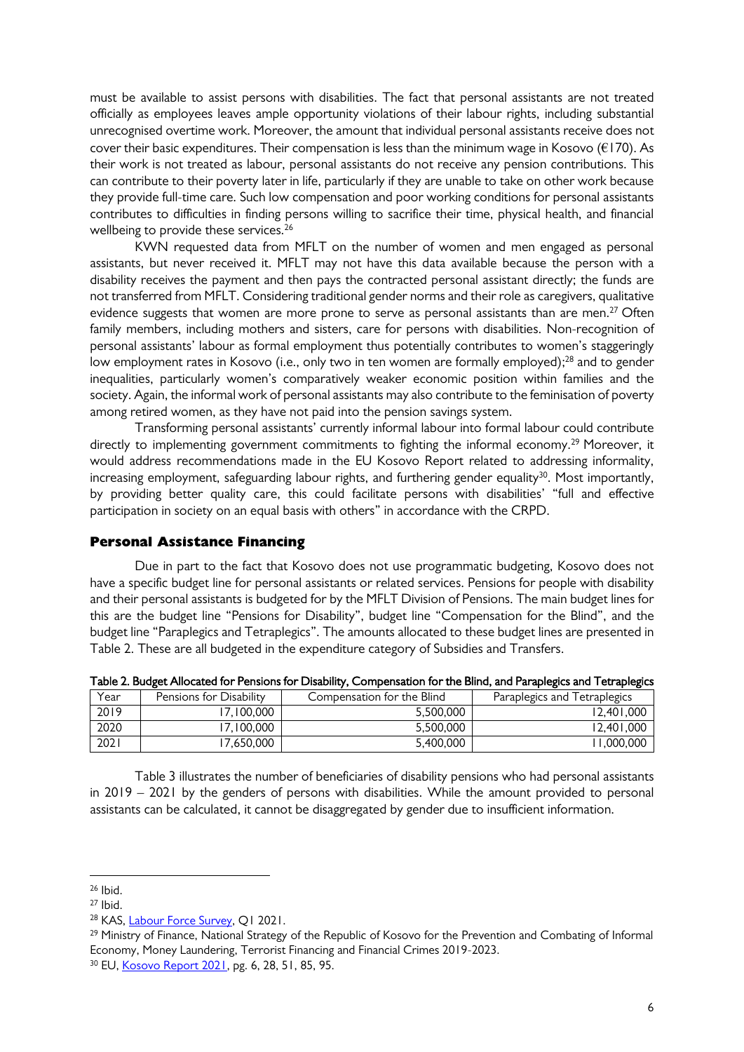must be available to assist persons with disabilities. The fact that personal assistants are not treated officially as employees leaves ample opportunity violations of their labour rights, including substantial unrecognised overtime work. Moreover, the amount that individual personal assistants receive does not cover their basic expenditures. Their compensation is less than the minimum wage in Kosovo (€170). As their work is not treated as labour, personal assistants do not receive any pension contributions. This can contribute to their poverty later in life, particularly if they are unable to take on other work because they provide full-time care. Such low compensation and poor working conditions for personal assistants contributes to difficulties in finding persons willing to sacrifice their time, physical health, and financial wellbeing to provide these services.[26]

KWN requested data from MFLT on the number of women and men engaged as personal assistants, but never received it. MFLT may not have this data available because the person with a disability receives the payment and then pays the contracted personal assistant directly; the funds are not transferred from MFLT. Considering traditional gender norms and their role as caregivers, qualitative evidence suggests that women are more prone to serve as personal assistants than are men.[27] Often family members, including mothers and sisters, care for persons with disabilities. Non-recognition of personal assistants' labour as formal employment thus potentially contributes to women's staggeringly low employment rates in Kosovo (i.e., only two in ten women are formally employed);[28] and to gender inequalities, particularly women's comparatively weaker economic position within families and the society. Again, the informal work of personal assistants may also contribute to the feminisation of poverty among retired women, as they have not paid into the pension savings system.

Transforming personal assistants' currently informal labour into formal labour could contribute directly to implementing government commitments to fighting the informal economy.[29] Moreover, it would address recommendations made in the EU Kosovo Report related to addressing informality, increasing employment, safeguarding labour rights, and furthering gender equality[30]. Most importantly, by providing better quality care, this could facilitate persons with disabilities' "full and effective participation in society on an equal basis with others" in accordance with the CRPD.

### Personal Assistance Financing

Due in part to the fact that Kosovo does not use programmatic budgeting, Kosovo does not have a specific budget line for personal assistants or related services. Pensions for people with disability and their personal assistants is budgeted for by the MFLT Division of Pensions. The main budget lines for this are the budget line "Pensions for Disability", budget line "Compensation for the Blind", and the budget line "Paraplegics and Tetraplegics". The amounts allocated to these budget lines are presented in Table 2. These are all budgeted in the expenditure category of Subsidies and Transfers.

**Table 2. Budget Allocated for Pensions for Disability, Compensation for the Blind, and Paraplegics and Tetraplegics**

| Year | Pensions for Disability | Compensation for the Blind | Paraplegics and Tetraplegics |
|---|---|---|---|
| 2019 | 17,100,000 | 5,500,000 | 12,401,000 |
| 2020 | 17,100,000 | 5,500,000 | 12,401,000 |
| 2021 | 17,650,000 | 5,400,000 | 11,000,000 |

Table 3 illustrates the number of beneficiaries of disability pensions who had personal assistants in 2019 – 2021 by the genders of persons with disabilities. While the amount provided to personal assistants can be calculated, it cannot be disaggregated by gender due to insufficient information.

---

[26] Ibid.

[27] Ibid.

[28] KAS, Labour Force Survey, Q1 2021.

[29] Ministry of Finance, National Strategy of the Republic of Kosovo for the Prevention and Combating of Informal Economy, Money Laundering, Terrorist Financing and Financial Crimes 2019-2023.

[30] EU, Kosovo Report 2021, pg. 6, 28, 51, 85, 95.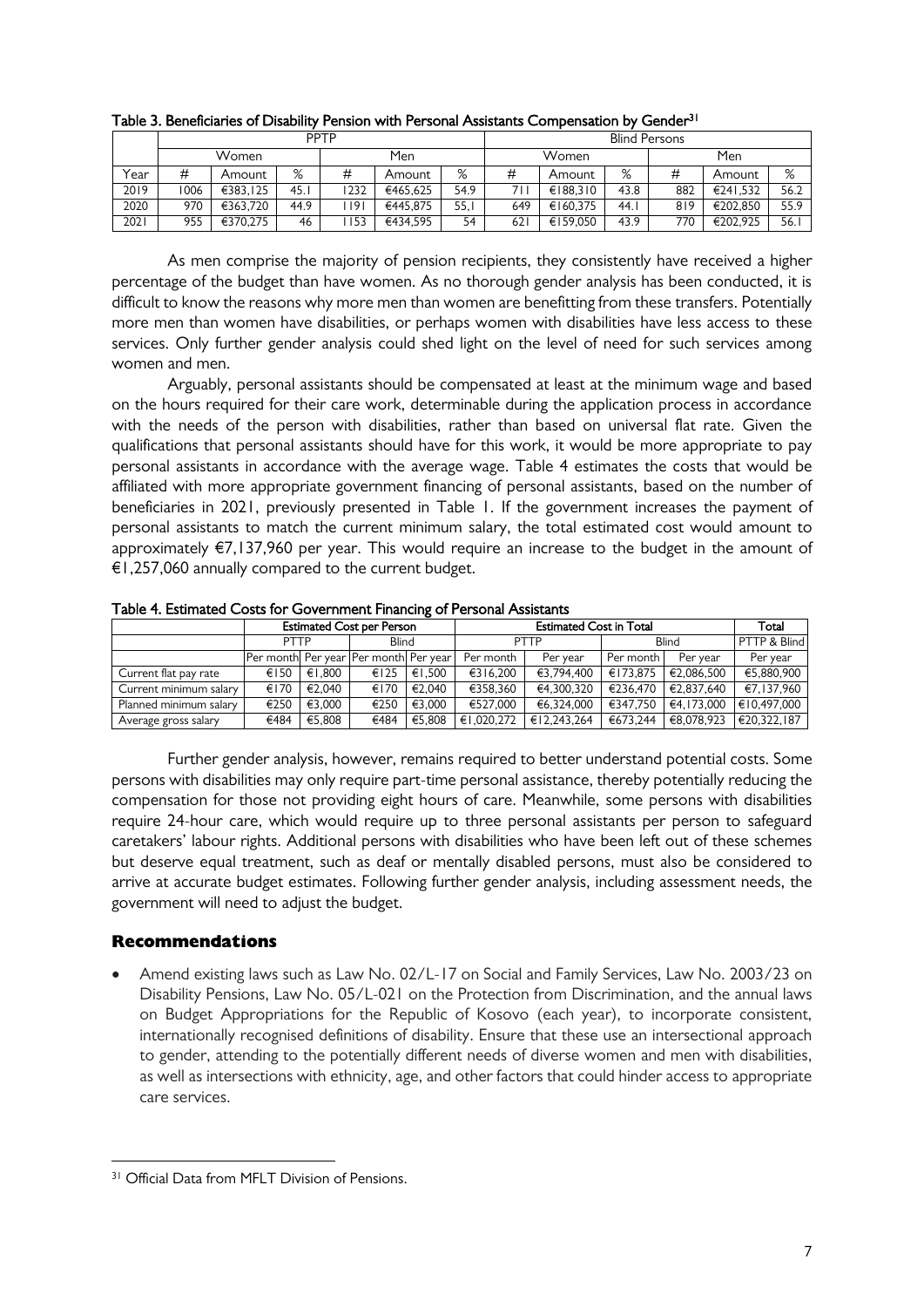Table 3. Beneficiaries of Disability Pension with Personal Assistants Compensation by Gender[31]

| | PPTP | | | | | | Blind Persons | | | | | |
|---|---|---|---|---|---|---|---|---|---|---|---|---|
| | Women | | | Men | | | Women | | | Men | | |
| Year | # | Amount | % | # | Amount | % | # | Amount | % | # | Amount | % |
| 2019 | 1006 | €383,125 | 45.1 | 1232 | €465,625 | 54.9 | 711 | €188,310 | 43.8 | 882 | €241,532 | 56.2 |
| 2020 | 970 | €363,720 | 44.9 | 1191 | €445,875 | 55.1 | 649 | €160,375 | 44.1 | 819 | €202,850 | 55.9 |
| 2021 | 955 | €370,275 | 46 | 1153 | €434,595 | 54 | 621 | €159,050 | 43.9 | 770 | €202,925 | 56.1 |

As men comprise the majority of pension recipients, they consistently have received a higher percentage of the budget than have women. As no thorough gender analysis has been conducted, it is difficult to know the reasons why more men than women are benefitting from these transfers. Potentially more men than women have disabilities, or perhaps women with disabilities have less access to these services. Only further gender analysis could shed light on the level of need for such services among women and men.

Arguably, personal assistants should be compensated at least at the minimum wage and based on the hours required for their care work, determinable during the application process in accordance with the needs of the person with disabilities, rather than based on universal flat rate. Given the qualifications that personal assistants should have for this work, it would be more appropriate to pay personal assistants in accordance with the average wage. Table 4 estimates the costs that would be affiliated with more appropriate government financing of personal assistants, based on the number of beneficiaries in 2021, previously presented in Table 1. If the government increases the payment of personal assistants to match the current minimum salary, the total estimated cost would amount to approximately €7,137,960 per year. This would require an increase to the budget in the amount of €1,257,060 annually compared to the current budget.

Table 4. Estimated Costs for Government Financing of Personal Assistants

| | Estimated Cost per Person | | | | Estimated Cost in Total | | | | Total |
|---|---|---|---|---|---|---|---|---|---|
| | PTTP | | Blind | | PTTP | | Blind | | PTTP & Blind |
| | Per month | Per year | Per month | Per year | Per month | Per year | Per month | Per year | Per year |
| Current flat pay rate | €150 | €1,800 | €125 | €1,500 | €316,200 | €3,794,400 | €173,875 | €2,086,500 | €5,880,900 |
| Current minimum salary | €170 | €2,040 | €170 | €2,040 | €358,360 | €4,300,320 | €236,470 | €2,837,640 | €7,137,960 |
| Planned minimum salary | €250 | €3,000 | €250 | €3,000 | €527,000 | €6,324,000 | €347,750 | €4,173,000 | €10,497,000 |
| Average gross salary | €484 | €5,808 | €484 | €5,808 | €1,020,272 | €12,243,264 | €673,244 | €8,078,923 | €20,322,187 |

Further gender analysis, however, remains required to better understand potential costs. Some persons with disabilities may only require part-time personal assistance, thereby potentially reducing the compensation for those not providing eight hours of care. Meanwhile, some persons with disabilities require 24-hour care, which would require up to three personal assistants per person to safeguard caretakers' labour rights. Additional persons with disabilities who have been left out of these schemes but deserve equal treatment, such as deaf or mentally disabled persons, must also be considered to arrive at accurate budget estimates. Following further gender analysis, including assessment needs, the government will need to adjust the budget.

## Recommendations

- Amend existing laws such as Law No. 02/L-17 on Social and Family Services, Law No. 2003/23 on Disability Pensions, Law No. 05/L-021 on the Protection from Discrimination, and the annual laws on Budget Appropriations for the Republic of Kosovo (each year), to incorporate consistent, internationally recognised definitions of disability. Ensure that these use an intersectional approach to gender, attending to the potentially different needs of diverse women and men with disabilities, as well as intersections with ethnicity, age, and other factors that could hinder access to appropriate care services.

[31] Official Data from MFLT Division of Pensions.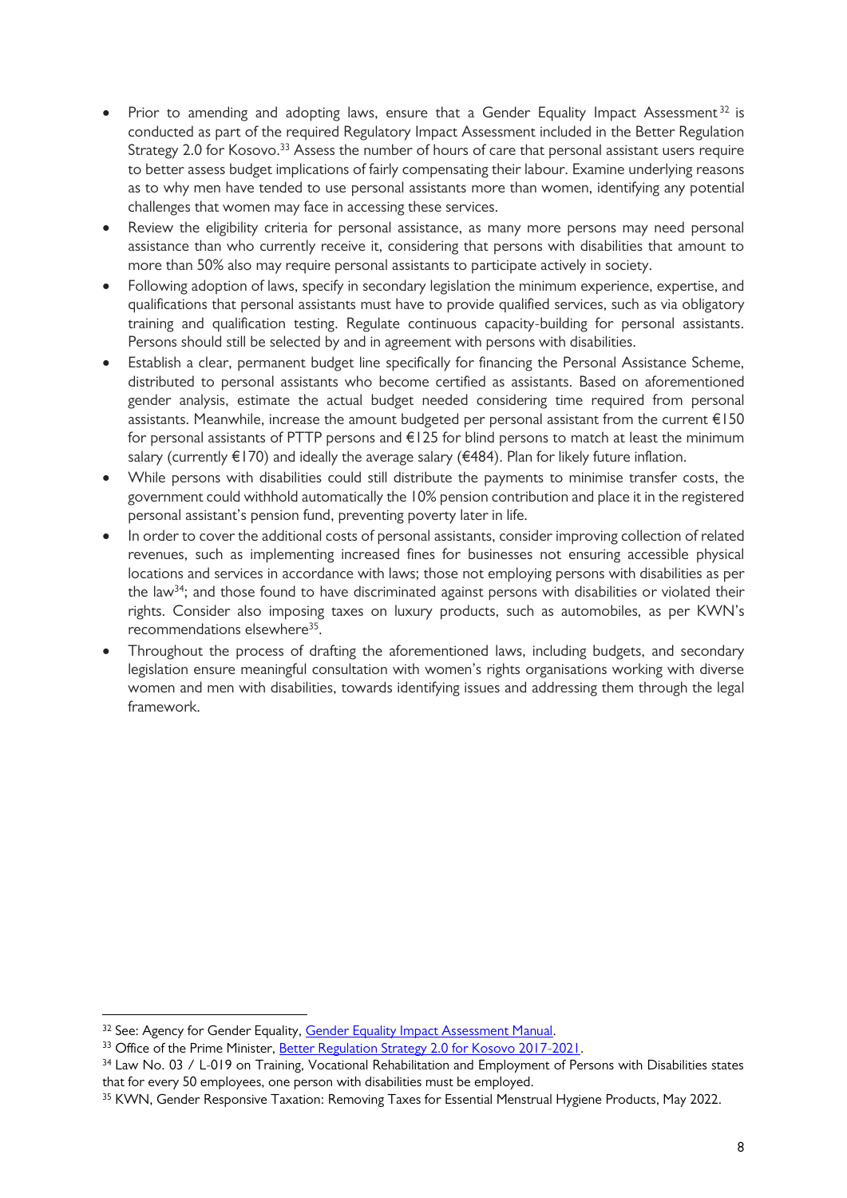- Prior to amending and adopting laws, ensure that a Gender Equality Impact Assessment[32] is conducted as part of the required Regulatory Impact Assessment included in the Better Regulation Strategy 2.0 for Kosovo.[33] Assess the number of hours of care that personal assistant users require to better assess budget implications of fairly compensating their labour. Examine underlying reasons as to why men have tended to use personal assistants more than women, identifying any potential challenges that women may face in accessing these services.
- Review the eligibility criteria for personal assistance, as many more persons may need personal assistance than who currently receive it, considering that persons with disabilities that amount to more than 50% also may require personal assistants to participate actively in society.
- Following adoption of laws, specify in secondary legislation the minimum experience, expertise, and qualifications that personal assistants must have to provide qualified services, such as via obligatory training and qualification testing. Regulate continuous capacity-building for personal assistants. Persons should still be selected by and in agreement with persons with disabilities.
- Establish a clear, permanent budget line specifically for financing the Personal Assistance Scheme, distributed to personal assistants who become certified as assistants. Based on aforementioned gender analysis, estimate the actual budget needed considering time required from personal assistants. Meanwhile, increase the amount budgeted per personal assistant from the current €150 for personal assistants of PTTP persons and €125 for blind persons to match at least the minimum salary (currently €170) and ideally the average salary (€484). Plan for likely future inflation.
- While persons with disabilities could still distribute the payments to minimise transfer costs, the government could withhold automatically the 10% pension contribution and place it in the registered personal assistant's pension fund, preventing poverty later in life.
- In order to cover the additional costs of personal assistants, consider improving collection of related revenues, such as implementing increased fines for businesses not ensuring accessible physical locations and services in accordance with laws; those not employing persons with disabilities as per the law[34]; and those found to have discriminated against persons with disabilities or violated their rights. Consider also imposing taxes on luxury products, such as automobiles, as per KWN's recommendations elsewhere[35].
- Throughout the process of drafting the aforementioned laws, including budgets, and secondary legislation ensure meaningful consultation with women's rights organisations working with diverse women and men with disabilities, towards identifying issues and addressing them through the legal framework.

---

[32] See: Agency for Gender Equality, Gender Equality Impact Assessment Manual.

[33] Office of the Prime Minister, Better Regulation Strategy 2.0 for Kosovo 2017-2021.

[34] Law No. 03 / L-019 on Training, Vocational Rehabilitation and Employment of Persons with Disabilities states that for every 50 employees, one person with disabilities must be employed.

[35] KWN, Gender Responsive Taxation: Removing Taxes for Essential Menstrual Hygiene Products, May 2022.